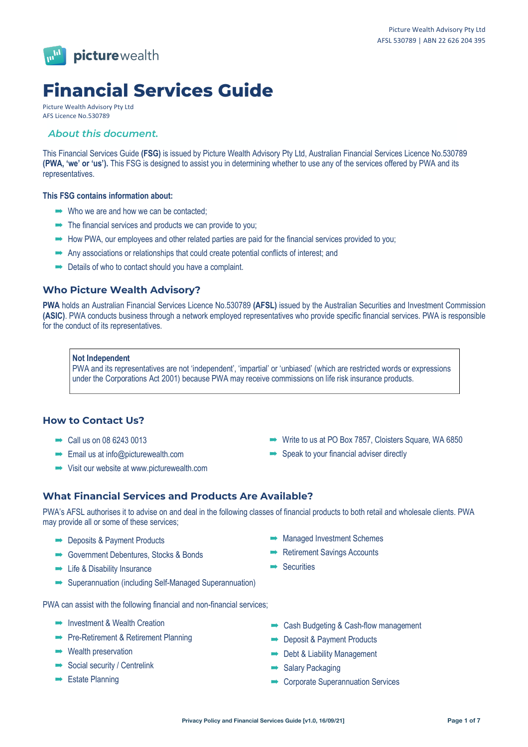Picture Wealth Advisory Pty Ltd
AFSL 530789 | ABN 22 626 204 395

picturewealth

# Financial Services Guide

Picture Wealth Advisory Pty Ltd
AFS Licence No.530789

## *About this document.*

This Financial Services Guide **(FSG)** is issued by Picture Wealth Advisory Pty Ltd, Australian Financial Services Licence No.530789 **(PWA, 'we' or 'us').** This FSG is designed to assist you in determining whether to use any of the services offered by PWA and its representatives.

**This FSG contains information about:**

- Who we are and how we can be contacted;
- The financial services and products we can provide to you;
- How PWA, our employees and other related parties are paid for the financial services provided to you;
- Any associations or relationships that could create potential conflicts of interest; and
- Details of who to contact should you have a complaint.

## Who Picture Wealth Advisory?

**PWA** holds an Australian Financial Services Licence No.530789 **(AFSL)** issued by the Australian Securities and Investment Commission **(ASIC)**. PWA conducts business through a network employed representatives who provide specific financial services. PWA is responsible for the conduct of its representatives.

**Not Independent**
PWA and its representatives are not 'independent', 'impartial' or 'unbiased' (which are restricted words or expressions under the Corporations Act 2001) because PWA may receive commissions on life risk insurance products.

## How to Contact Us?

- Call us on 08 6243 0013
- Email us at info@picturewealth.com
- Visit our website at www.picturewealth.com
- Write to us at PO Box 7857, Cloisters Square, WA 6850
- Speak to your financial adviser directly

## What Financial Services and Products Are Available?

PWA's AFSL authorises it to advise on and deal in the following classes of financial products to both retail and wholesale clients. PWA may provide all or some of these services;

- Deposits & Payment Products
- Government Debentures, Stocks & Bonds
- Life & Disability Insurance
- Superannuation (including Self-Managed Superannuation)
- Managed Investment Schemes
- Retirement Savings Accounts
- Securities

PWA can assist with the following financial and non-financial services;

- Investment & Wealth Creation
- Pre-Retirement & Retirement Planning
- Wealth preservation
- Social security / Centrelink
- Estate Planning
- Cash Budgeting & Cash-flow management
- Deposit & Payment Products
- Debt & Liability Management
- Salary Packaging
- Corporate Superannuation Services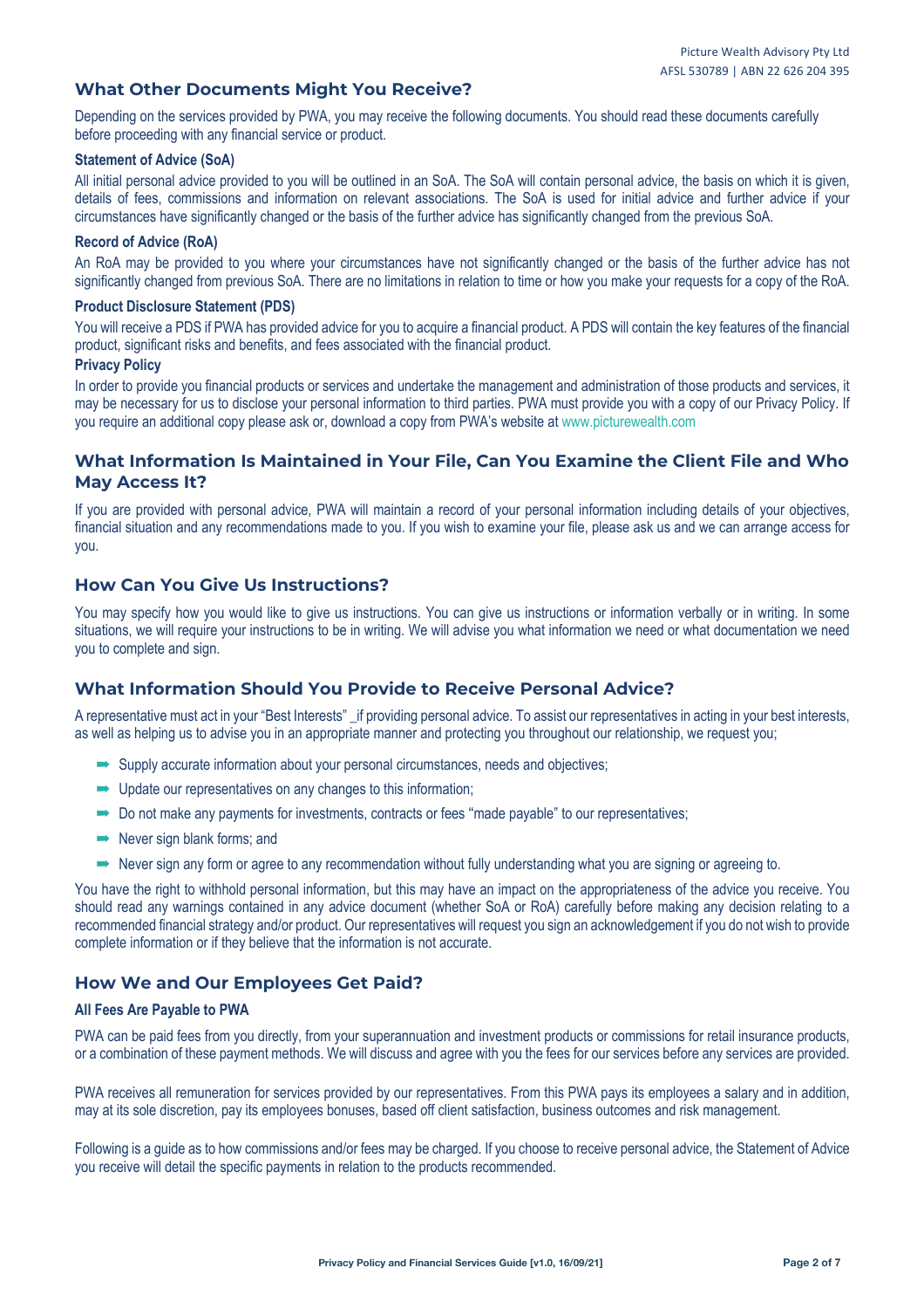## What Other Documents Might You Receive?

Depending on the services provided by PWA, you may receive the following documents. You should read these documents carefully before proceeding with any financial service or product.

### Statement of Advice (SoA)

All initial personal advice provided to you will be outlined in an SoA. The SoA will contain personal advice, the basis on which it is given, details of fees, commissions and information on relevant associations. The SoA is used for initial advice and further advice if your circumstances have significantly changed or the basis of the further advice has significantly changed from the previous SoA.

### Record of Advice (RoA)

An RoA may be provided to you where your circumstances have not significantly changed or the basis of the further advice has not significantly changed from previous SoA. There are no limitations in relation to time or how you make your requests for a copy of the RoA.

### Product Disclosure Statement (PDS)

You will receive a PDS if PWA has provided advice for you to acquire a financial product. A PDS will contain the key features of the financial product, significant risks and benefits, and fees associated with the financial product.

### Privacy Policy

In order to provide you financial products or services and undertake the management and administration of those products and services, it may be necessary for us to disclose your personal information to third parties. PWA must provide you with a copy of our Privacy Policy. If you require an additional copy please ask or, download a copy from PWA's website at www.picturewealth.com

## What Information Is Maintained in Your File, Can You Examine the Client File and Who May Access It?

If you are provided with personal advice, PWA will maintain a record of your personal information including details of your objectives, financial situation and any recommendations made to you. If you wish to examine your file, please ask us and we can arrange access for you.

## How Can You Give Us Instructions?

You may specify how you would like to give us instructions. You can give us instructions or information verbally or in writing. In some situations, we will require your instructions to be in writing. We will advise you what information we need or what documentation we need you to complete and sign.

## What Information Should You Provide to Receive Personal Advice?

A representative must act in your "Best Interests" _if providing personal advice. To assist our representatives in acting in your best interests, as well as helping us to advise you in an appropriate manner and protecting you throughout our relationship, we request you;

- Supply accurate information about your personal circumstances, needs and objectives;
- Update our representatives on any changes to this information;
- Do not make any payments for investments, contracts or fees "made payable" to our representatives;
- Never sign blank forms; and
- Never sign any form or agree to any recommendation without fully understanding what you are signing or agreeing to.

You have the right to withhold personal information, but this may have an impact on the appropriateness of the advice you receive. You should read any warnings contained in any advice document (whether SoA or RoA) carefully before making any decision relating to a recommended financial strategy and/or product. Our representatives will request you sign an acknowledgement if you do not wish to provide complete information or if they believe that the information is not accurate.

## How We and Our Employees Get Paid?

### All Fees Are Payable to PWA

PWA can be paid fees from you directly, from your superannuation and investment products or commissions for retail insurance products, or a combination of these payment methods. We will discuss and agree with you the fees for our services before any services are provided.

PWA receives all remuneration for services provided by our representatives. From this PWA pays its employees a salary and in addition, may at its sole discretion, pay its employees bonuses, based off client satisfaction, business outcomes and risk management.

Following is a guide as to how commissions and/or fees may be charged. If you choose to receive personal advice, the Statement of Advice you receive will detail the specific payments in relation to the products recommended.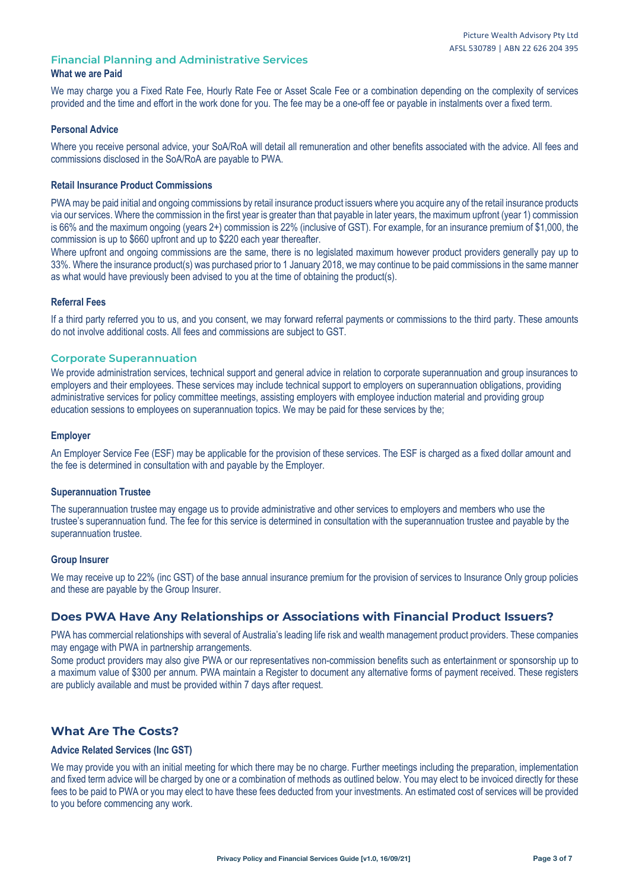### Financial Planning and Administrative Services

#### What we are Paid

We may charge you a Fixed Rate Fee, Hourly Rate Fee or Asset Scale Fee or a combination depending on the complexity of services provided and the time and effort in the work done for you. The fee may be a one-off fee or payable in instalments over a fixed term.

#### Personal Advice

Where you receive personal advice, your SoA/RoA will detail all remuneration and other benefits associated with the advice. All fees and commissions disclosed in the SoA/RoA are payable to PWA.

#### Retail Insurance Product Commissions

PWA may be paid initial and ongoing commissions by retail insurance product issuers where you acquire any of the retail insurance products via our services. Where the commission in the first year is greater than that payable in later years, the maximum upfront (year 1) commission is 66% and the maximum ongoing (years 2+) commission is 22% (inclusive of GST). For example, for an insurance premium of $1,000, the commission is up to $660 upfront and up to $220 each year thereafter.

Where upfront and ongoing commissions are the same, there is no legislated maximum however product providers generally pay up to 33%. Where the insurance product(s) was purchased prior to 1 January 2018, we may continue to be paid commissions in the same manner as what would have previously been advised to you at the time of obtaining the product(s).

#### Referral Fees

If a third party referred you to us, and you consent, we may forward referral payments or commissions to the third party. These amounts do not involve additional costs. All fees and commissions are subject to GST.

### Corporate Superannuation

We provide administration services, technical support and general advice in relation to corporate superannuation and group insurances to employers and their employees. These services may include technical support to employers on superannuation obligations, providing administrative services for policy committee meetings, assisting employers with employee induction material and providing group education sessions to employees on superannuation topics. We may be paid for these services by the;

#### Employer

An Employer Service Fee (ESF) may be applicable for the provision of these services. The ESF is charged as a fixed dollar amount and the fee is determined in consultation with and payable by the Employer.

#### Superannuation Trustee

The superannuation trustee may engage us to provide administrative and other services to employers and members who use the trustee's superannuation fund. The fee for this service is determined in consultation with the superannuation trustee and payable by the superannuation trustee.

#### Group Insurer

We may receive up to 22% (inc GST) of the base annual insurance premium for the provision of services to Insurance Only group policies and these are payable by the Group Insurer.

## Does PWA Have Any Relationships or Associations with Financial Product Issuers?

PWA has commercial relationships with several of Australia's leading life risk and wealth management product providers. These companies may engage with PWA in partnership arrangements.

Some product providers may also give PWA or our representatives non-commission benefits such as entertainment or sponsorship up to a maximum value of $300 per annum. PWA maintain a Register to document any alternative forms of payment received. These registers are publicly available and must be provided within 7 days after request.

## What Are The Costs?

#### Advice Related Services (Inc GST)

We may provide you with an initial meeting for which there may be no charge. Further meetings including the preparation, implementation and fixed term advice will be charged by one or a combination of methods as outlined below. You may elect to be invoiced directly for these fees to be paid to PWA or you may elect to have these fees deducted from your investments. An estimated cost of services will be provided to you before commencing any work.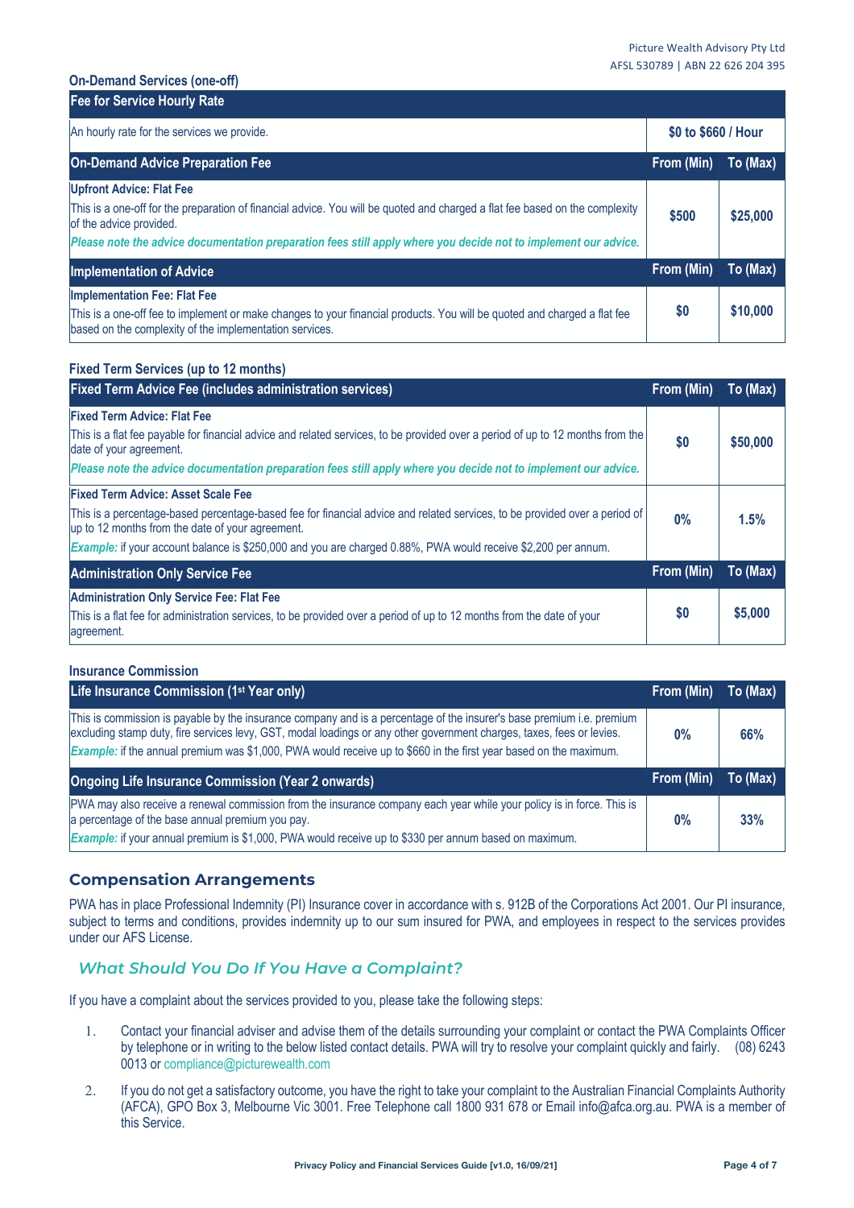### On-Demand Services (one-off)

| Fee for Service Hourly Rate | |
|---|---|
| An hourly rate for the services we provide. | $0 to $660 / Hour |

| On-Demand Advice Preparation Fee | From (Min) | To (Max) |
|---|---|---|
| **Upfront Advice: Flat Fee**<br>This is a one-off for the preparation of financial advice. You will be quoted and charged a flat fee based on the complexity of the advice provided.<br>***Please note the advice documentation preparation fees still apply where you decide not to implement our advice.*** | $500 | $25,000 |

| Implementation of Advice | From (Min) | To (Max) |
|---|---|---|
| **Implementation Fee: Flat Fee**<br>This is a one-off fee to implement or make changes to your financial products. You will be quoted and charged a flat fee based on the complexity of the implementation services. | $0 | $10,000 |

### Fixed Term Services (up to 12 months)

| Fixed Term Advice Fee (includes administration services) | From (Min) | To (Max) |
|---|---|---|
| **Fixed Term Advice: Flat Fee**<br>This is a flat fee payable for financial advice and related services, to be provided over a period of up to 12 months from the date of your agreement.<br>***Please note the advice documentation preparation fees still apply where you decide not to implement our advice.*** | $0 | $50,000 |
| **Fixed Term Advice: Asset Scale Fee**<br>This is a percentage-based percentage-based fee for financial advice and related services, to be provided over a period of up to 12 months from the date of your agreement.<br>***Example:*** if your account balance is $250,000 and you are charged 0.88%, PWA would receive $2,200 per annum. | 0% | 1.5% |

| Administration Only Service Fee | From (Min) | To (Max) |
|---|---|---|
| **Administration Only Service Fee: Flat Fee**<br>This is a flat fee for administration services, to be provided over a period of up to 12 months from the date of your agreement. | $0 | $5,000 |

### Insurance Commission

| Life Insurance Commission (1st Year only) | From (Min) | To (Max) |
|---|---|---|
| This is commission is payable by the insurance company and is a percentage of the insurer's base premium i.e. premium excluding stamp duty, fire services levy, GST, modal loadings or any other government charges, taxes, fees or levies.<br>***Example:*** if the annual premium was $1,000, PWA would receive up to $660 in the first year based on the maximum. | 0% | 66% |

| Ongoing Life Insurance Commission (Year 2 onwards) | From (Min) | To (Max) |
|---|---|---|
| PWA may also receive a renewal commission from the insurance company each year while your policy is in force. This is a percentage of the base annual premium you pay.<br>***Example:*** if your annual premium is $1,000, PWA would receive up to $330 per annum based on maximum. | 0% | 33% |

## Compensation Arrangements

PWA has in place Professional Indemnity (PI) Insurance cover in accordance with s. 912B of the Corporations Act 2001. Our PI insurance, subject to terms and conditions, provides indemnity up to our sum insured for PWA, and employees in respect to the services provides under our AFS License.

## *What Should You Do If You Have a Complaint?*

If you have a complaint about the services provided to you, please take the following steps:

1. Contact your financial adviser and advise them of the details surrounding your complaint or contact the PWA Complaints Officer by telephone or in writing to the below listed contact details. PWA will try to resolve your complaint quickly and fairly. (08) 6243 0013 or compliance@picturewealth.com
2. If you do not get a satisfactory outcome, you have the right to take your complaint to the Australian Financial Complaints Authority (AFCA), GPO Box 3, Melbourne Vic 3001. Free Telephone call 1800 931 678 or Email info@afca.org.au. PWA is a member of this Service.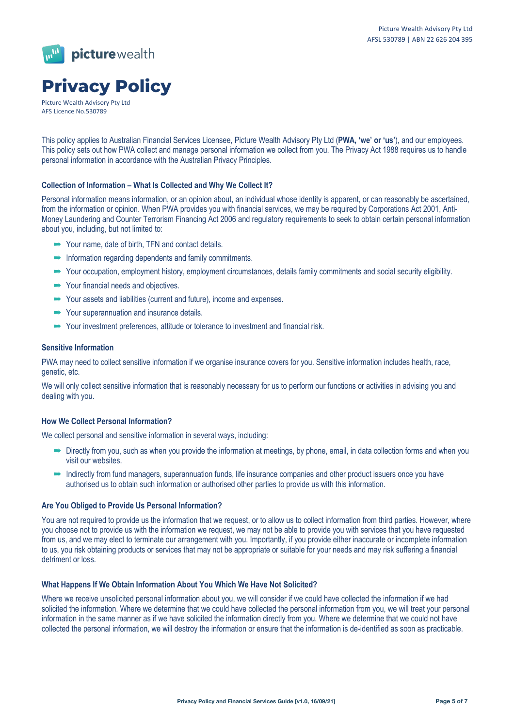# Privacy Policy

Picture Wealth Advisory Pty Ltd
AFS Licence No.530789

This policy applies to Australian Financial Services Licensee, Picture Wealth Advisory Pty Ltd (**PWA, 'we' or 'us'**), and our employees. This policy sets out how PWA collect and manage personal information we collect from you. The Privacy Act 1988 requires us to handle personal information in accordance with the Australian Privacy Principles.

### Collection of Information – What Is Collected and Why We Collect It?

Personal information means information, or an opinion about, an individual whose identity is apparent, or can reasonably be ascertained, from the information or opinion. When PWA provides you with financial services, we may be required by Corporations Act 2001, Anti-Money Laundering and Counter Terrorism Financing Act 2006 and regulatory requirements to seek to obtain certain personal information about you, including, but not limited to:

- Your name, date of birth, TFN and contact details.
- Information regarding dependents and family commitments.
- Your occupation, employment history, employment circumstances, details family commitments and social security eligibility.
- Your financial needs and objectives.
- Your assets and liabilities (current and future), income and expenses.
- Your superannuation and insurance details.
- Your investment preferences, attitude or tolerance to investment and financial risk.

### Sensitive Information

PWA may need to collect sensitive information if we organise insurance covers for you. Sensitive information includes health, race, genetic, etc.

We will only collect sensitive information that is reasonably necessary for us to perform our functions or activities in advising you and dealing with you.

### How We Collect Personal Information?

We collect personal and sensitive information in several ways, including:

- Directly from you, such as when you provide the information at meetings, by phone, email, in data collection forms and when you visit our websites.
- Indirectly from fund managers, superannuation funds, life insurance companies and other product issuers once you have authorised us to obtain such information or authorised other parties to provide us with this information.

### Are You Obliged to Provide Us Personal Information?

You are not required to provide us the information that we request, or to allow us to collect information from third parties. However, where you choose not to provide us with the information we request, we may not be able to provide you with services that you have requested from us, and we may elect to terminate our arrangement with you. Importantly, if you provide either inaccurate or incomplete information to us, you risk obtaining products or services that may not be appropriate or suitable for your needs and may risk suffering a financial detriment or loss.

### What Happens If We Obtain Information About You Which We Have Not Solicited?

Where we receive unsolicited personal information about you, we will consider if we could have collected the information if we had solicited the information. Where we determine that we could have collected the personal information from you, we will treat your personal information in the same manner as if we have solicited the information directly from you. Where we determine that we could not have collected the personal information, we will destroy the information or ensure that the information is de-identified as soon as practicable.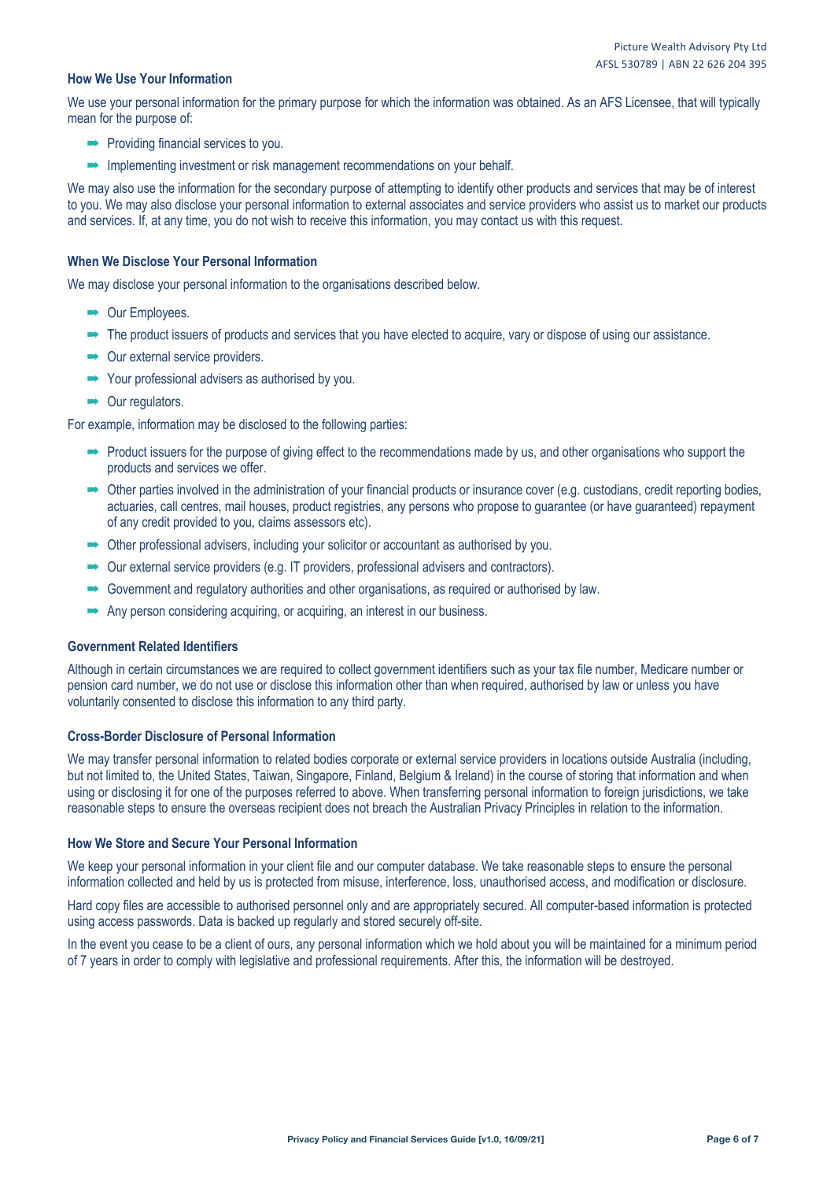### How We Use Your Information

We use your personal information for the primary purpose for which the information was obtained. As an AFS Licensee, that will typically mean for the purpose of:

- Providing financial services to you.
- Implementing investment or risk management recommendations on your behalf.

We may also use the information for the secondary purpose of attempting to identify other products and services that may be of interest to you. We may also disclose your personal information to external associates and service providers who assist us to market our products and services. If, at any time, you do not wish to receive this information, you may contact us with this request.

### When We Disclose Your Personal Information

We may disclose your personal information to the organisations described below.

- Our Employees.
- The product issuers of products and services that you have elected to acquire, vary or dispose of using our assistance.
- Our external service providers.
- Your professional advisers as authorised by you.
- Our regulators.

For example, information may be disclosed to the following parties:

- Product issuers for the purpose of giving effect to the recommendations made by us, and other organisations who support the products and services we offer.
- Other parties involved in the administration of your financial products or insurance cover (e.g. custodians, credit reporting bodies, actuaries, call centres, mail houses, product registries, any persons who propose to guarantee (or have guaranteed) repayment of any credit provided to you, claims assessors etc).
- Other professional advisers, including your solicitor or accountant as authorised by you.
- Our external service providers (e.g. IT providers, professional advisers and contractors).
- Government and regulatory authorities and other organisations, as required or authorised by law.
- Any person considering acquiring, or acquiring, an interest in our business.

### Government Related Identifiers

Although in certain circumstances we are required to collect government identifiers such as your tax file number, Medicare number or pension card number, we do not use or disclose this information other than when required, authorised by law or unless you have voluntarily consented to disclose this information to any third party.

### Cross-Border Disclosure of Personal Information

We may transfer personal information to related bodies corporate or external service providers in locations outside Australia (including, but not limited to, the United States, Taiwan, Singapore, Finland, Belgium & Ireland) in the course of storing that information and when using or disclosing it for one of the purposes referred to above. When transferring personal information to foreign jurisdictions, we take reasonable steps to ensure the overseas recipient does not breach the Australian Privacy Principles in relation to the information.

### How We Store and Secure Your Personal Information

We keep your personal information in your client file and our computer database. We take reasonable steps to ensure the personal information collected and held by us is protected from misuse, interference, loss, unauthorised access, and modification or disclosure.

Hard copy files are accessible to authorised personnel only and are appropriately secured. All computer-based information is protected using access passwords. Data is backed up regularly and stored securely off-site.

In the event you cease to be a client of ours, any personal information which we hold about you will be maintained for a minimum period of 7 years in order to comply with legislative and professional requirements. After this, the information will be destroyed.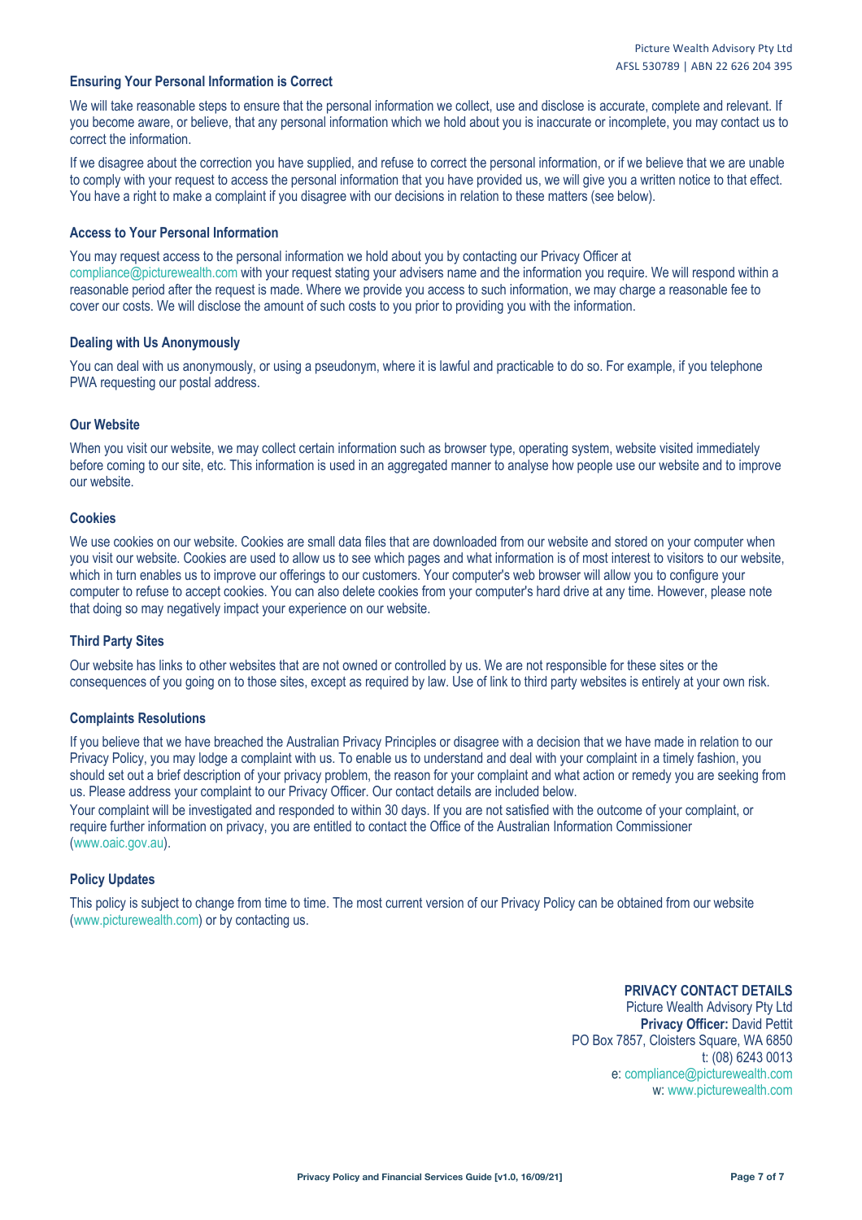### Ensuring Your Personal Information is Correct

We will take reasonable steps to ensure that the personal information we collect, use and disclose is accurate, complete and relevant. If you become aware, or believe, that any personal information which we hold about you is inaccurate or incomplete, you may contact us to correct the information.

If we disagree about the correction you have supplied, and refuse to correct the personal information, or if we believe that we are unable to comply with your request to access the personal information that you have provided us, we will give you a written notice to that effect. You have a right to make a complaint if you disagree with our decisions in relation to these matters (see below).

### Access to Your Personal Information

You may request access to the personal information we hold about you by contacting our Privacy Officer at compliance@picturewealth.com with your request stating your advisers name and the information you require. We will respond within a reasonable period after the request is made. Where we provide you access to such information, we may charge a reasonable fee to cover our costs. We will disclose the amount of such costs to you prior to providing you with the information.

### Dealing with Us Anonymously

You can deal with us anonymously, or using a pseudonym, where it is lawful and practicable to do so. For example, if you telephone PWA requesting our postal address.

### Our Website

When you visit our website, we may collect certain information such as browser type, operating system, website visited immediately before coming to our site, etc. This information is used in an aggregated manner to analyse how people use our website and to improve our website.

### Cookies

We use cookies on our website. Cookies are small data files that are downloaded from our website and stored on your computer when you visit our website. Cookies are used to allow us to see which pages and what information is of most interest to visitors to our website, which in turn enables us to improve our offerings to our customers. Your computer's web browser will allow you to configure your computer to refuse to accept cookies. You can also delete cookies from your computer's hard drive at any time. However, please note that doing so may negatively impact your experience on our website.

### Third Party Sites

Our website has links to other websites that are not owned or controlled by us. We are not responsible for these sites or the consequences of you going on to those sites, except as required by law. Use of link to third party websites is entirely at your own risk.

### Complaints Resolutions

If you believe that we have breached the Australian Privacy Principles or disagree with a decision that we have made in relation to our Privacy Policy, you may lodge a complaint with us. To enable us to understand and deal with your complaint in a timely fashion, you should set out a brief description of your privacy problem, the reason for your complaint and what action or remedy you are seeking from us. Please address your complaint to our Privacy Officer. Our contact details are included below.

Your complaint will be investigated and responded to within 30 days. If you are not satisfied with the outcome of your complaint, or require further information on privacy, you are entitled to contact the Office of the Australian Information Commissioner (www.oaic.gov.au).

### Policy Updates

This policy is subject to change from time to time. The most current version of our Privacy Policy can be obtained from our website (www.picturewealth.com) or by contacting us.

**PRIVACY CONTACT DETAILS**
Picture Wealth Advisory Pty Ltd
**Privacy Officer:** David Pettit
PO Box 7857, Cloisters Square, WA 6850
t: (08) 6243 0013
e: compliance@picturewealth.com
w: www.picturewealth.com